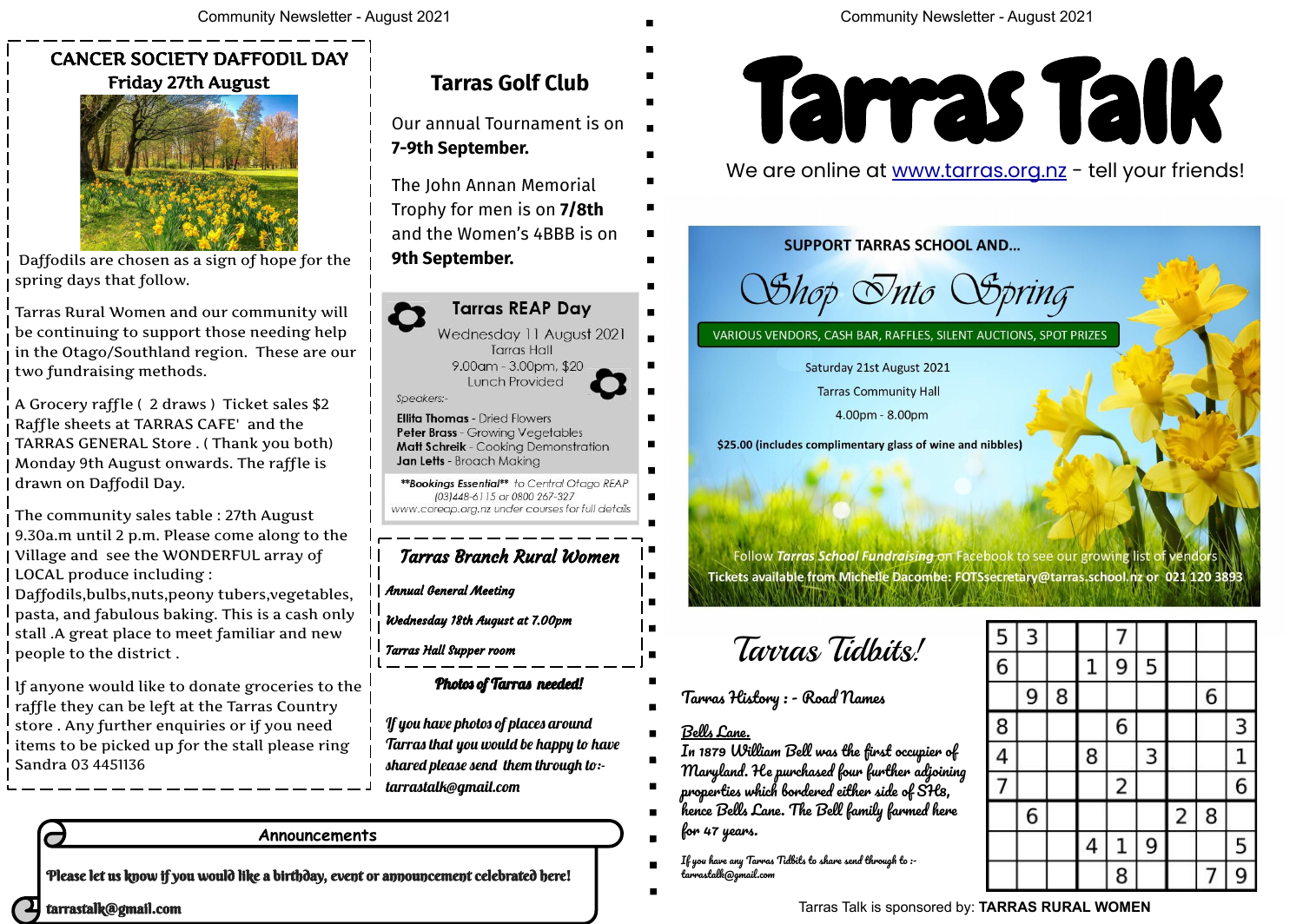## CANCER SOCIETY DAFFODIL DAY

**Friday 27th August**

Daffodils are chosen as a sign of hope for the spring days that follow.

Tarras Rural Women and our community will be continuing to support those needing help in the Otago/Southland region. These are our two fundraising methods.

A Grocery raffle ( 2 draws ) Ticket sales $2 Raffle sheets at TARRAS CAFE' and the TARRAS GENERAL Store . ( Thank you both) Monday 9th August onwards. The raffle is drawn on Daffodil Day.

The community sales table : 27th August 9.30a.m until 2 p.m. Please come along to the Village and see the WONDERFUL array of LOCAL produce including : Daffodils,bulbs,nuts,peony tubers,vegetables, pasta, and fabulous baking. This is a cash only stall .A great place to meet familiar and new people to the district .

If anyone would like to donate groceries to the raffle they can be left at the Tarras Country store . Any further enquiries or if you need items to be picked up for the stall please ring Sandra 03 4451136

## Tarras Golf Club

Our annual Tournament is on **7-9th September.**

The John Annan Memorial Trophy for men is on **7/8th** and the Women's 4BBB is on **9th September.**

## Tarras REAP Day

Wednesday 11 August 2021
Tarras Hall
9.00am - 3.00pm, $20
Lunch Provided

Speakers:-

**Ellita Thomas** - Dried Flowers
**Peter Brass** - Growing Vegetables
**Matt Schreik** - Cooking Demonstration
**Jan Letts** - Broach Making

***Bookings Essential*** to Central Otago REAP (03)448-6115 or 0800 267-327 www.coreap.org.nz under courses for full details

## *Tarras Branch Rural Women*

***Annual General Meeting***

***Wednesday 18th August at 7.00pm***

***Tarras Hall Supper room***

### *Photos of Tarras needed!*

*If you have photos of places around Tarras that you would be happy to have shared please send them through to:- tarrastalk@gmail.com*

## Announcements

**Please let us know if you would like a birthday, event or announcement celebrated here!**

**tarrastalk@gmail.com**

# Tarras Talk

We are online at www.tarras.org.nz - tell your friends!

**SUPPORT TARRAS SCHOOL AND...**

## *Shop Into Spring*

VARIOUS VENDORS, CASH BAR, RAFFLES, SILENT AUCTIONS, SPOT PRIZES

Saturday 21st August 2021
Tarras Community Hall
4.00pm - 8.00pm

**$25.00 (includes complimentary glass of wine and nibbles)**

Follow ***Tarras School Fundraising*** on Facebook to see our growing list of vendors
Tickets available from Michelle Dacombe: FOTSsecretary@tarras.school.nz or 021 120 3893

## *Tarras Tidbits!*

***Tarras History : - Road Names***

***Bells Lane.***
*In 1879 William Bell was the first occupier of Maryland. He purchased four further adjoining properties which bordered either side of SH8, hence Bells Lane. The Bell family farmed here for 47 years.*

*If you have any Tarras Tidbits to share send through to :- tarrastalk@gmail.com*

| | | | | | | | | |
|---|---|---|---|---|---|---|---|---|
| 5 | 3 | | | 7 | | | | |
| 6 | | | 1 | 9 | 5 | | | |
| | 9 | 8 | | | | | 6 | |
| 8 | | | | 6 | | | | 3 |
| 4 | | | 8 | | 3 | | | 1 |
| 7 | | | | 2 | | | | 6 |
| | 6 | | | | | 2 | 8 | |
| | | | 4 | 1 | 9 | | | 5 |
| | | | | 8 | | | 7 | 9 |

Tarras Talk is sponsored by: **TARRAS RURAL WOMEN**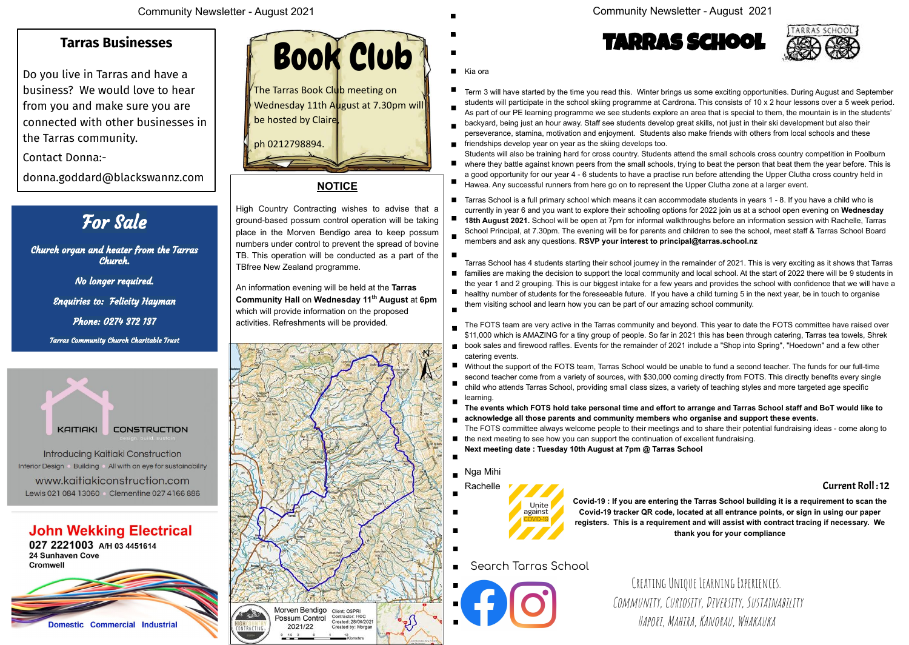## Tarras Businesses

Do you live in Tarras and have a business? We would love to hear from you and make sure you are connected with other businesses in the Tarras community.

Contact Donna:-

donna.goddard@blackswannz.com

## For Sale

*Church organ and heater from the Tarras Church.*

*No longer required.*

*Enquiries to: Felicity Hayman*

*Phone: 0274 372 137*

*Tarras Community Church Charitable Trust*

KAITIAKI CONSTRUCTION

design. build. sustain

Introducing Kaitiaki Construction

Interior Design • Building • All with an eye for sustainability

www.kaitiakiconstruction.com

Lewis 021 084 13060 • Clementine 027 4166 886

**John Wekking Electrical**

**027 2221003** A/H 03 4451614

**24 Sunhaven Cove**

**Cromwell**

**Domestic Commercial Industrial**

## Book Club

The Tarras Book Club meeting on Wednesday 11th August at 7.30pm will be hosted by Claire,

ph 0212798894.

## NOTICE

High Country Contracting wishes to advise that a ground-based possum control operation will be taking place in the Morven Bendigo area to keep possum numbers under control to prevent the spread of bovine TB. This operation will be conducted as a part of the TBfree New Zealand programme.

An information evening will be held at the **Tarras Community Hall** on **Wednesday 11th August** at **6pm** which will provide information on the proposed activities. Refreshments will be provided.

Morven Bendigo Possum Control 2021/22

Client: OSPRI
Contractor: HCC
Created: 28/06/2021
Created by: Morgan

## TARRAS SCHOOL

Kia ora

Term 3 will have started by the time you read this. Winter brings us some exciting opportunities. During August and September students will participate in the school skiing programme at Cardrona. This consists of 10 x 2 hour lessons over a 5 week period. As part of our PE learning programme we see students explore an area that is special to them, the mountain is in the students' backyard, being just an hour away. Staff see students develop great skills, not just in their ski development but also their perseverance, stamina, motivation and enjoyment. Students also make friends with others from local schools and these friendships develop year on year as the skiing develops too.

Students will also be training hard for cross country. Students attend the small schools cross country competition in Poolburn where they battle against known peers from the small schools, trying to beat the person that beat them the year before. This is a good opportunity for our year 4 - 6 students to have a practise run before attending the Upper Clutha cross country held in Hawea. Any successful runners from here go on to represent the Upper Clutha zone at a larger event.

Tarras School is a full primary school which means it can accommodate students in years 1 - 8. If you have a child who is currently in year 6 and you want to explore their schooling options for 2022 join us at a school open evening on **Wednesday 18th August 2021.** School will be open at 7pm for informal walkthroughs before an information session with Rachelle, Tarras School Principal, at 7.30pm. The evening will be for parents and children to see the school, meet staff & Tarras School Board members and ask any questions. **RSVP your interest to principal@tarras.school.nz**

Tarras School has 4 students starting their school journey in the remainder of 2021. This is very exciting as it shows that Tarras families are making the decision to support the local community and local school. At the start of 2022 there will be 9 students in the year 1 and 2 grouping. This is our biggest intake for a few years and provides the school with confidence that we will have a healthy number of students for the foreseeable future. If you have a child turning 5 in the next year, be in touch to organise them visiting school and learn how you can be part of our amazing school community.

The FOTS team are very active in the Tarras community and beyond. This year to date the FOTS committee have raised over $11,000 which is AMAZING for a tiny group of people. So far in 2021 this has been through catering, Tarras tea towels, Shrek book sales and firewood raffles. Events for the remainder of 2021 include a "Shop into Spring", "Hoedown" and a few other catering events.

Without the support of the FOTS team, Tarras School would be unable to fund a second teacher. The funds for our full-time second teacher come from a variety of sources, with $30,000 coming directly from FOTS. This directly benefits every single child who attends Tarras School, providing small class sizes, a variety of teaching styles and more targeted age specific learning.

**The events which FOTS hold take personal time and effort to arrange and Tarras School staff and BoT would like to acknowledge all those parents and community members who organise and support these events.**

The FOTS committee always welcome people to their meetings and to share their potential fundraising ideas - come along to the next meeting to see how you can support the continuation of excellent fundraising.

**Next meeting date : Tuesday 10th August at 7pm @ Tarras School**

Nga Mihi

Rachelle

**Current Roll : 12**

Unite against COVID-19

**Covid-19 : If you are entering the Tarras School building it is a requirement to scan the Covid-19 tracker QR code, located at all entrance points, or sign in using our paper registers. This is a requirement and will assist with contract tracing if necessary. We thank you for your compliance**

Search Tarras School

Creating Unique Learning Experiences.

*Community, Curiosity, Diversity, Sustainability*

*Hapori, Mahira, Kanorau, Whakauka*